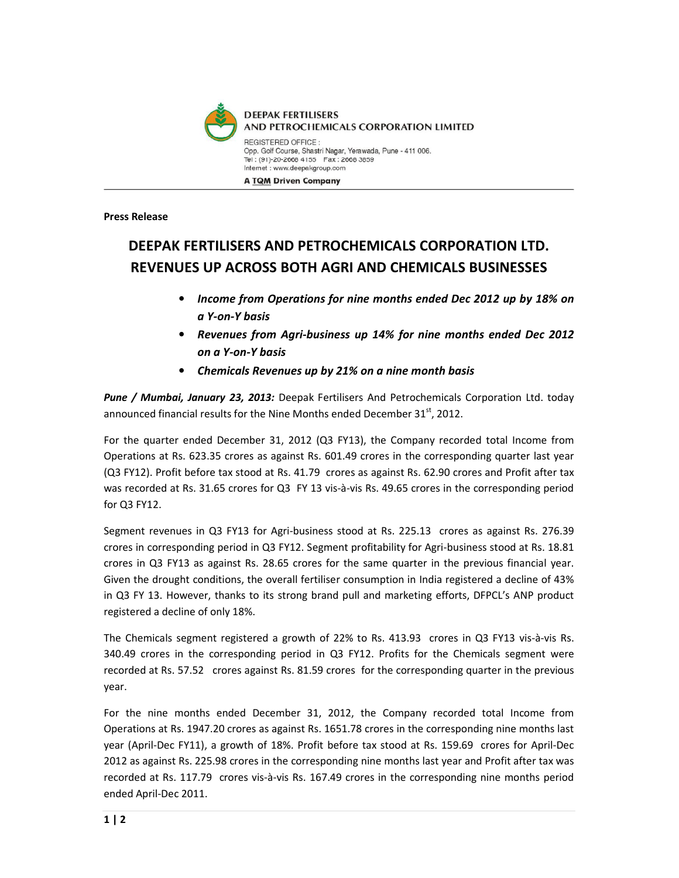**DEEPAK FERTILISERS AND PETROCHEMICALS CORPORATION LIMITED**

REGISTERED OFFICE :
Opp. Golf Course, Shastri Nagar, Yerawada, Pune - 411 006.
Tel : (91)-20-2668 4155 Fax : 2668 3859
Internet : www.deepakgroup.com

**A TQM Driven Company**

**Press Release**

# DEEPAK FERTILISERS AND PETROCHEMICALS CORPORATION LTD. REVENUES UP ACROSS BOTH AGRI AND CHEMICALS BUSINESSES

- ***Income from Operations for nine months ended Dec 2012 up by 18% on a Y-on-Y basis***
- ***Revenues from Agri-business up 14% for nine months ended Dec 2012 on a Y-on-Y basis***
- ***Chemicals Revenues up by 21% on a nine month basis***

***Pune / Mumbai, January 23, 2013:*** Deepak Fertilisers And Petrochemicals Corporation Ltd. today announced financial results for the Nine Months ended December 31st, 2012.

For the quarter ended December 31, 2012 (Q3 FY13), the Company recorded total Income from Operations at Rs. 623.35 crores as against Rs. 601.49 crores in the corresponding quarter last year (Q3 FY12). Profit before tax stood at Rs. 41.79 crores as against Rs. 62.90 crores and Profit after tax was recorded at Rs. 31.65 crores for Q3 FY 13 vis-à-vis Rs. 49.65 crores in the corresponding period for Q3 FY12.

Segment revenues in Q3 FY13 for Agri-business stood at Rs. 225.13 crores as against Rs. 276.39 crores in corresponding period in Q3 FY12. Segment profitability for Agri-business stood at Rs. 18.81 crores in Q3 FY13 as against Rs. 28.65 crores for the same quarter in the previous financial year. Given the drought conditions, the overall fertiliser consumption in India registered a decline of 43% in Q3 FY 13. However, thanks to its strong brand pull and marketing efforts, DFPCL's ANP product registered a decline of only 18%.

The Chemicals segment registered a growth of 22% to Rs. 413.93 crores in Q3 FY13 vis-à-vis Rs. 340.49 crores in the corresponding period in Q3 FY12. Profits for the Chemicals segment were recorded at Rs. 57.52 crores against Rs. 81.59 crores for the corresponding quarter in the previous year.

For the nine months ended December 31, 2012, the Company recorded total Income from Operations at Rs. 1947.20 crores as against Rs. 1651.78 crores in the corresponding nine months last year (April-Dec FY11), a growth of 18%. Profit before tax stood at Rs. 159.69 crores for April-Dec 2012 as against Rs. 225.98 crores in the corresponding nine months last year and Profit after tax was recorded at Rs. 117.79 crores vis-à-vis Rs. 167.49 crores in the corresponding nine months period ended April-Dec 2011.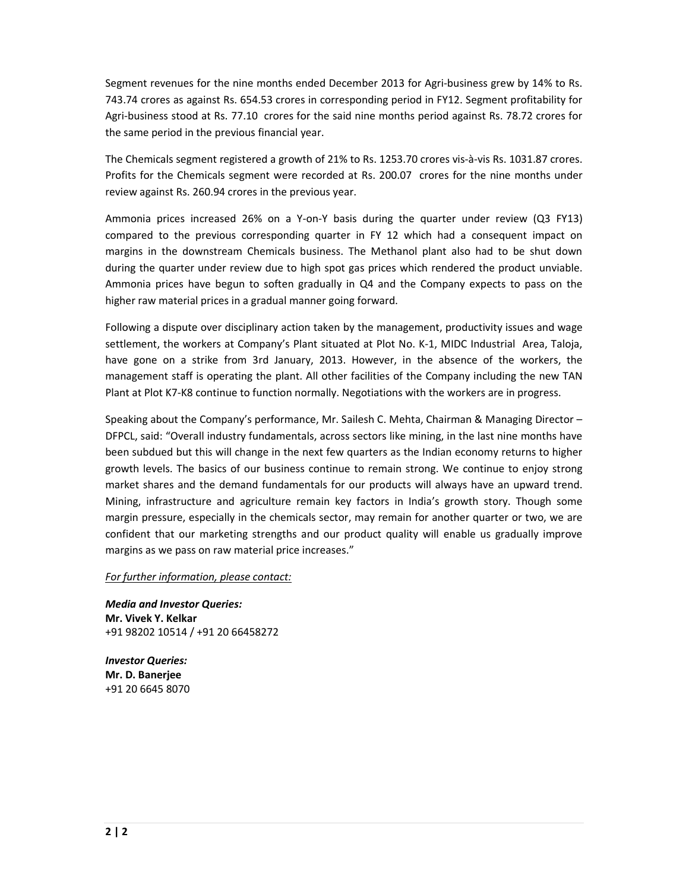Segment revenues for the nine months ended December 2013 for Agri-business grew by 14% to Rs. 743.74 crores as against Rs. 654.53 crores in corresponding period in FY12. Segment profitability for Agri-business stood at Rs. 77.10 crores for the said nine months period against Rs. 78.72 crores for the same period in the previous financial year.

The Chemicals segment registered a growth of 21% to Rs. 1253.70 crores vis-à-vis Rs. 1031.87 crores. Profits for the Chemicals segment were recorded at Rs. 200.07 crores for the nine months under review against Rs. 260.94 crores in the previous year.

Ammonia prices increased 26% on a Y-on-Y basis during the quarter under review (Q3 FY13) compared to the previous corresponding quarter in FY 12 which had a consequent impact on margins in the downstream Chemicals business. The Methanol plant also had to be shut down during the quarter under review due to high spot gas prices which rendered the product unviable. Ammonia prices have begun to soften gradually in Q4 and the Company expects to pass on the higher raw material prices in a gradual manner going forward.

Following a dispute over disciplinary action taken by the management, productivity issues and wage settlement, the workers at Company's Plant situated at Plot No. K-1, MIDC Industrial Area, Taloja, have gone on a strike from 3rd January, 2013. However, in the absence of the workers, the management staff is operating the plant. All other facilities of the Company including the new TAN Plant at Plot K7-K8 continue to function normally. Negotiations with the workers are in progress.

Speaking about the Company's performance, Mr. Sailesh C. Mehta, Chairman & Managing Director – DFPCL, said: "Overall industry fundamentals, across sectors like mining, in the last nine months have been subdued but this will change in the next few quarters as the Indian economy returns to higher growth levels. The basics of our business continue to remain strong. We continue to enjoy strong market shares and the demand fundamentals for our products will always have an upward trend. Mining, infrastructure and agriculture remain key factors in India's growth story. Though some margin pressure, especially in the chemicals sector, may remain for another quarter or two, we are confident that our marketing strengths and our product quality will enable us gradually improve margins as we pass on raw material price increases."

*For further information, please contact:*

***Media and Investor Queries:***
**Mr. Vivek Y. Kelkar**
+91 98202 10514 / +91 20 66458272

***Investor Queries:***
**Mr. D. Banerjee**
+91 20 6645 8070